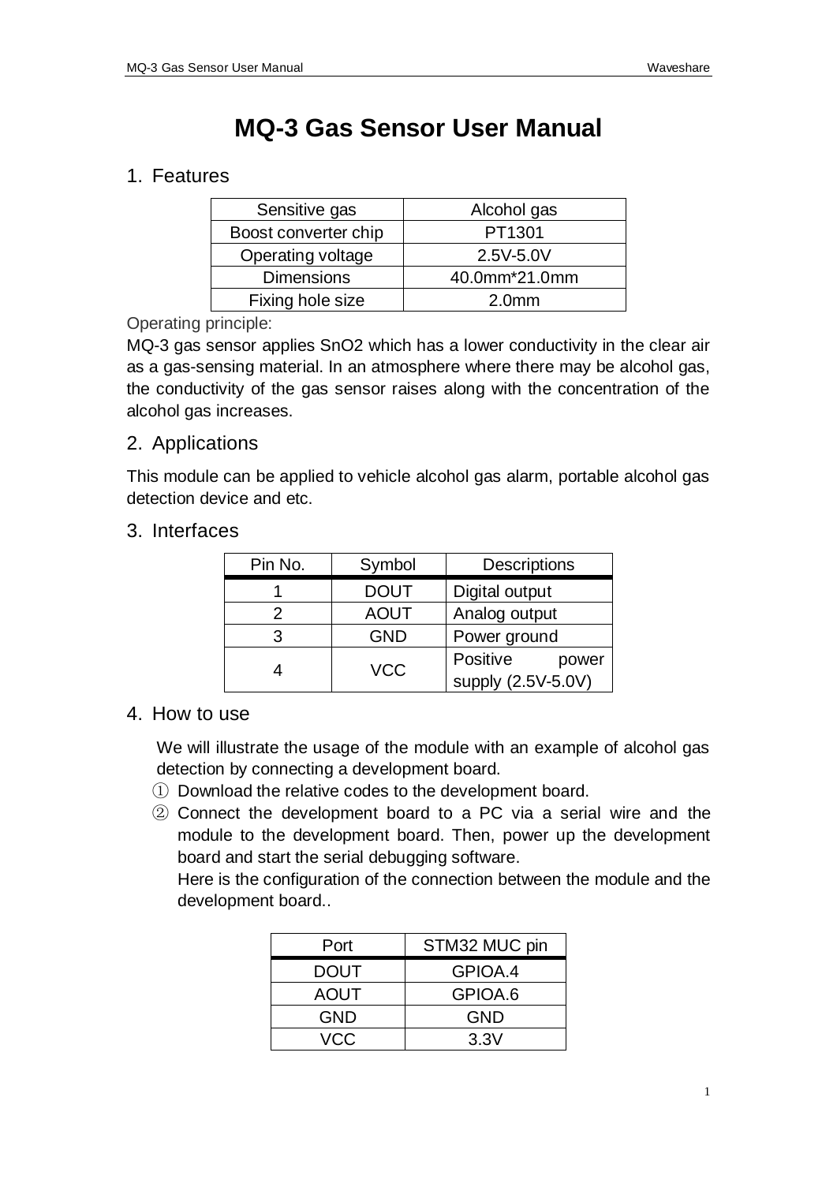# MQ-3 Gas Sensor User Manual

## 1. Features

| Sensitive gas | Alcohol gas |
|---|---|
| Boost converter chip | PT1301 |
| Operating voltage | 2.5V-5.0V |
| Dimensions | 40.0mm*21.0mm |
| Fixing hole size | 2.0mm |

Operating principle:

MQ-3 gas sensor applies $SnO_2$ which has a lower conductivity in the clear air as a gas-sensing material. In an atmosphere where there may be alcohol gas, the conductivity of the gas sensor raises along with the concentration of the alcohol gas increases.

## 2. Applications

This module can be applied to vehicle alcohol gas alarm, portable alcohol gas detection device and etc.

## 3. Interfaces

| Pin No. | Symbol | Descriptions |
|---|---|---|
| 1 | DOUT | Digital output |
| 2 | AOUT | Analog output |
| 3 | GND | Power ground |
| 4 | VCC | Positive power supply (2.5V-5.0V) |

## 4. How to use

We will illustrate the usage of the module with an example of alcohol gas detection by connecting a development board.

① Download the relative codes to the development board.

② Connect the development board to a PC via a serial wire and the module to the development board. Then, power up the development board and start the serial debugging software.

Here is the configuration of the connection between the module and the development board..

| Port | STM32 MUC pin |
|---|---|
| DOUT | GPIOA.4 |
| AOUT | GPIOA.6 |
| GND | GND |
| VCC | 3.3V |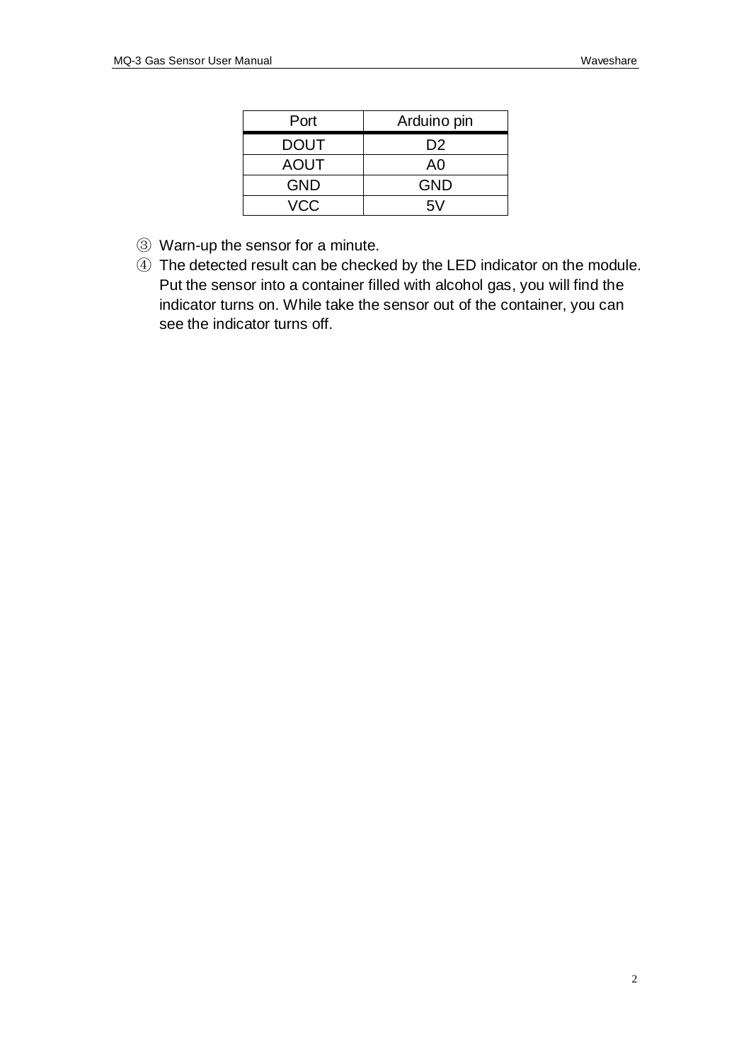| Port | Arduino pin |
|---|---|
| DOUT | D2 |
| AOUT | A0 |
| GND | GND |
| VCC | 5V |

③ Warn-up the sensor for a minute.

④ The detected result can be checked by the LED indicator on the module. Put the sensor into a container filled with alcohol gas, you will find the indicator turns on. While take the sensor out of the container, you can see the indicator turns off.